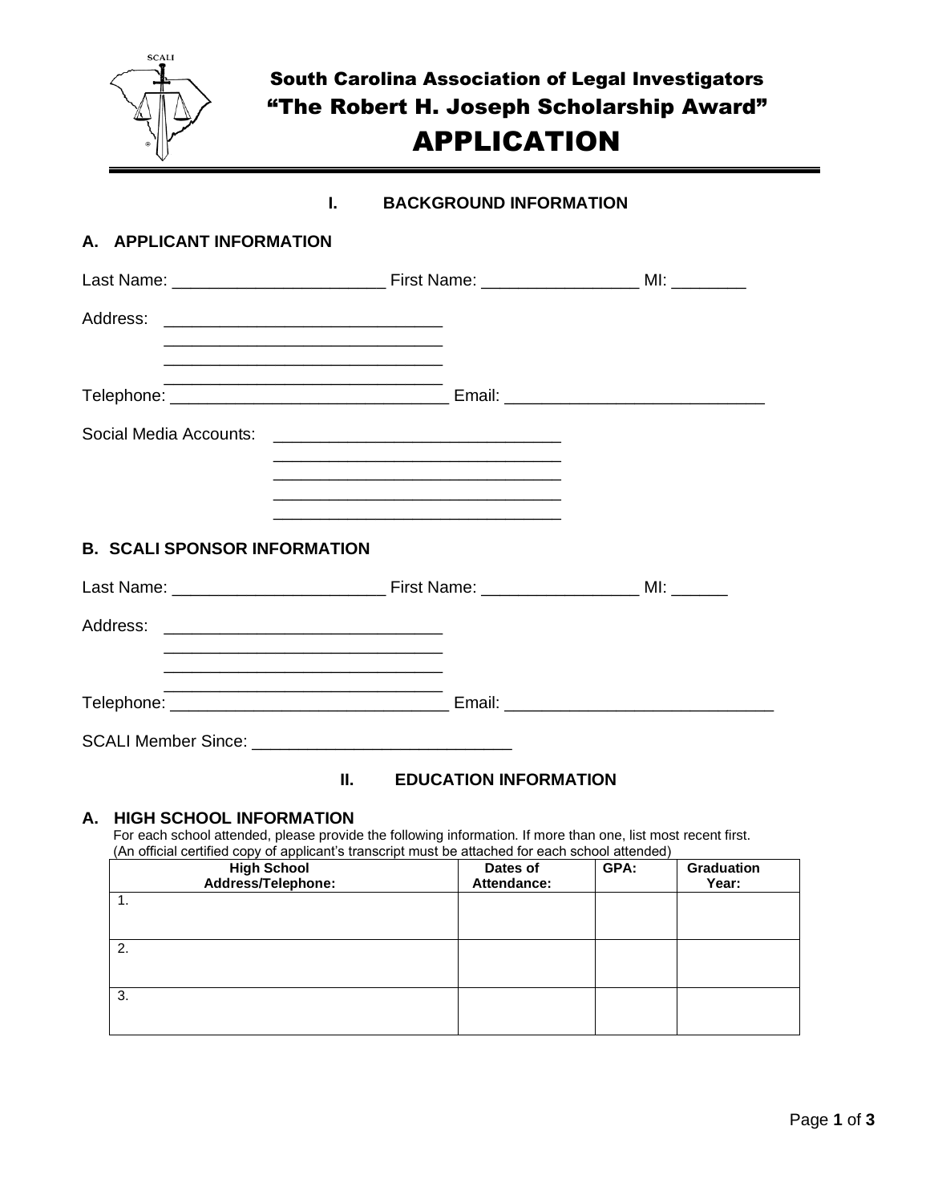SCALI

# South Carolina Association of Legal Investigators
# "The Robert H. Joseph Scholarship Award"
# APPLICATION

## I. BACKGROUND INFORMATION

### A. APPLICANT INFORMATION

Last Name: ______________________ First Name: ________________ MI: ________

Address: ______________________________
______________________________
______________________________
______________________________

Telephone: ______________________________ Email: ___________________________

Social Media Accounts: ______________________________
______________________________
______________________________
______________________________
______________________________

### B. SCALI SPONSOR INFORMATION

Last Name: ______________________ First Name: ________________ MI: ______

Address: ______________________________
______________________________
______________________________
______________________________

Telephone: ______________________________ Email: ____________________________

SCALI Member Since: ____________________________

## II. EDUCATION INFORMATION

### A. HIGH SCHOOL INFORMATION

For each school attended, please provide the following information. If more than one, list most recent first.
(An official certified copy of applicant's transcript must be attached for each school attended)

| High School Address/Telephone: | Dates of Attendance: | GPA: | Graduation Year: |
|---|---|---|---|
| 1. | | | |
| 2. | | | |
| 3. | | | |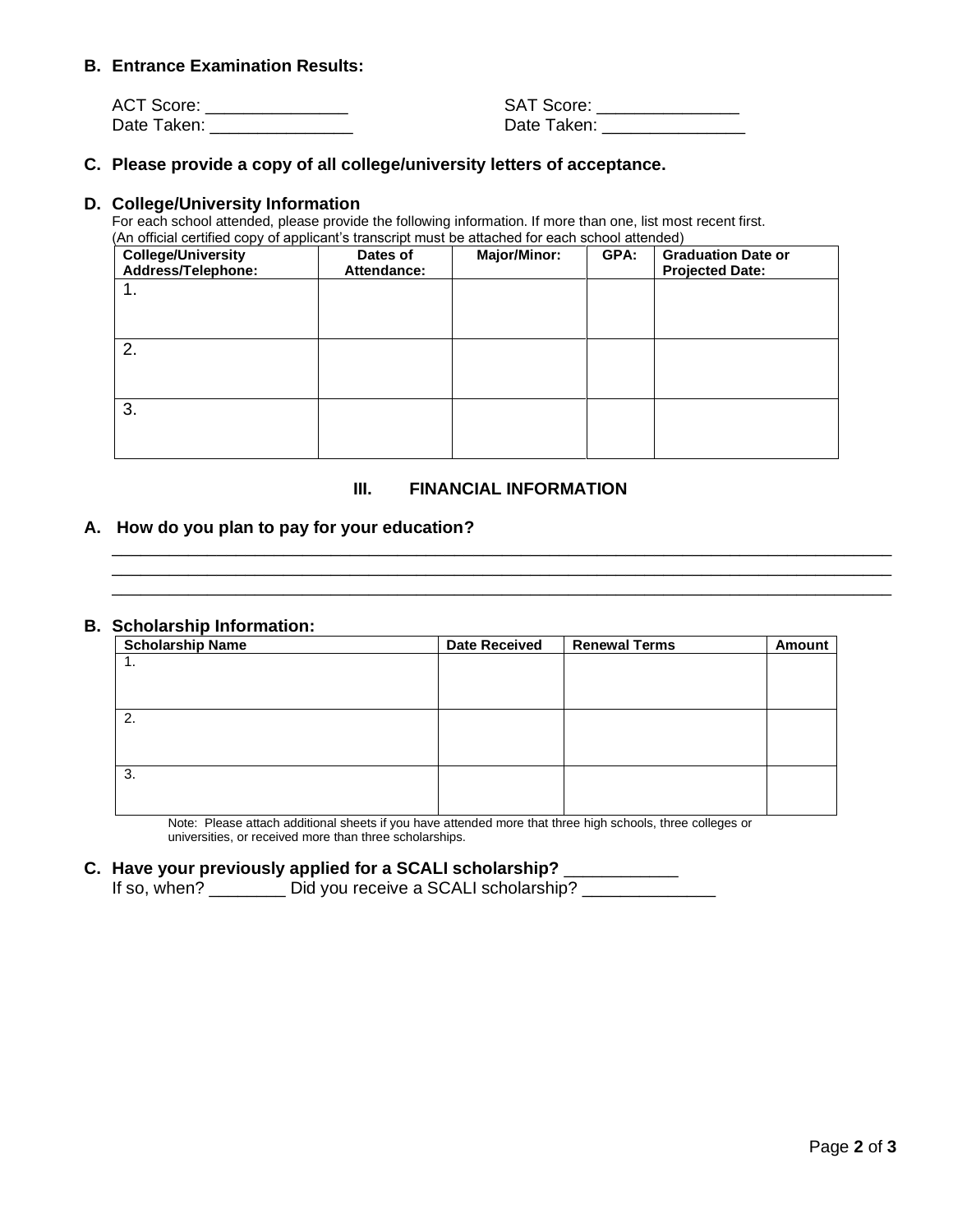**B. Entrance Examination Results:**

ACT Score: _______________ SAT Score: _______________
Date Taken: _______________ Date Taken: _______________

**C. Please provide a copy of all college/university letters of acceptance.**

**D. College/University Information**

For each school attended, please provide the following information. If more than one, list most recent first.
(An official certified copy of applicant's transcript must be attached for each school attended)

| College/University Address/Telephone: | Dates of Attendance: | Major/Minor: | GPA: | Graduation Date or Projected Date: |
|---|---|---|---|---|
| 1. | | | | |
| 2. | | | | |
| 3. | | | | |

## III. FINANCIAL INFORMATION

**A. How do you plan to pay for your education?**

_______________________________________________________________________________
_______________________________________________________________________________
_______________________________________________________________________________

**B. Scholarship Information:**

| Scholarship Name | Date Received | Renewal Terms | Amount |
|---|---|---|---|
| 1. | | | |
| 2. | | | |
| 3. | | | |

Note: Please attach additional sheets if you have attended more that three high schools, three colleges or universities, or received more than three scholarships.

**C. Have your previously applied for a SCALI scholarship?** ___________

If so, when? ________ Did you receive a SCALI scholarship? ______________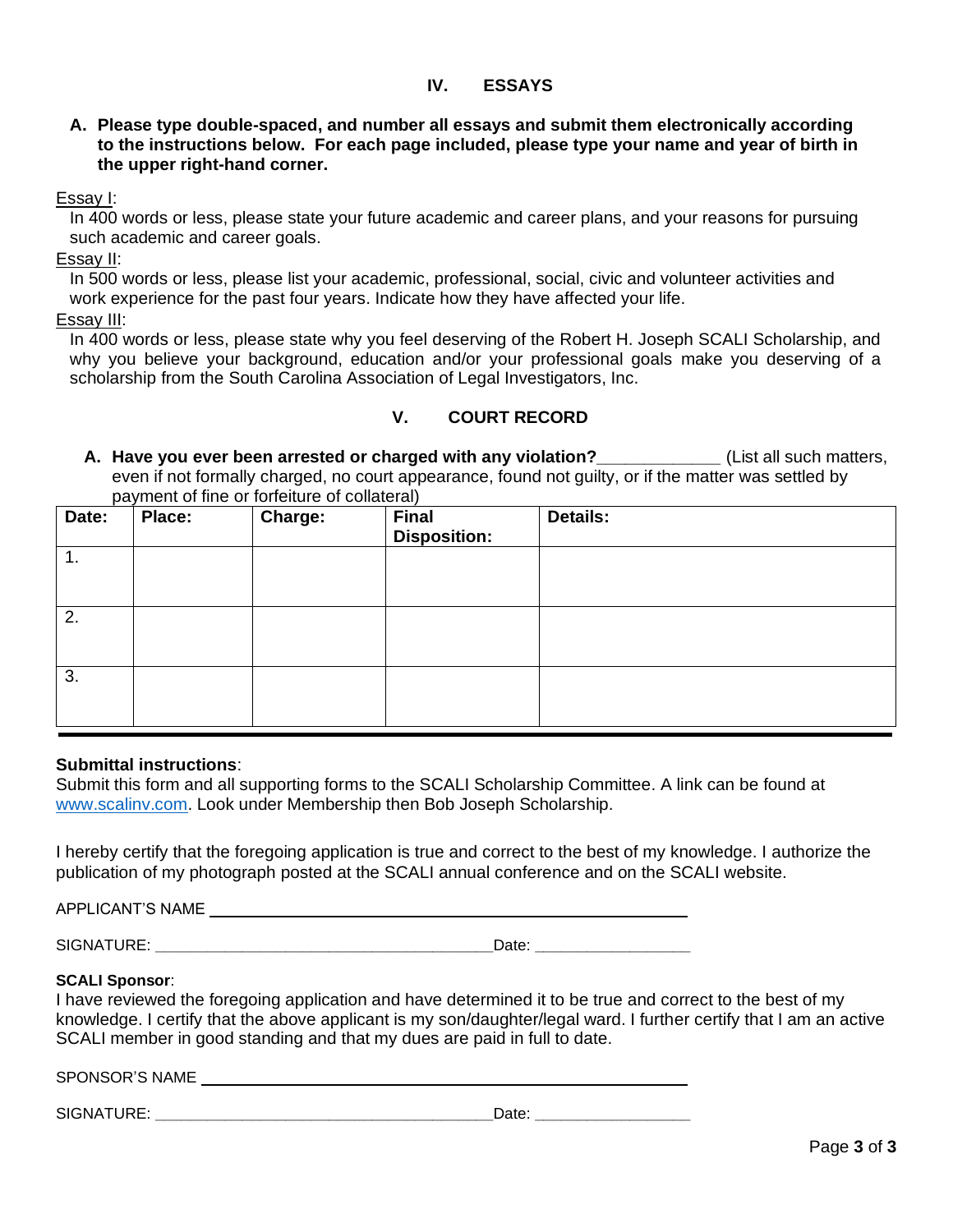## IV. ESSAYS

**A. Please type double-spaced, and number all essays and submit them electronically according to the instructions below. For each page included, please type your name and year of birth in the upper right-hand corner.**

Essay I:

In 400 words or less, please state your future academic and career plans, and your reasons for pursuing such academic and career goals.

Essay II:

In 500 words or less, please list your academic, professional, social, civic and volunteer activities and work experience for the past four years. Indicate how they have affected your life.

Essay III:

In 400 words or less, please state why you feel deserving of the Robert H. Joseph SCALI Scholarship, and why you believe your background, education and/or your professional goals make you deserving of a scholarship from the South Carolina Association of Legal Investigators, Inc.

## V. COURT RECORD

**A. Have you ever been arrested or charged with any violation?**_____________ (List all such matters, even if not formally charged, no court appearance, found not guilty, or if the matter was settled by payment of fine or forfeiture of collateral)

| Date: | Place: | Charge: | Final Disposition: | Details: |
|---|---|---|---|---|
| 1. | | | | |
| 2. | | | | |
| 3. | | | | |

**Submittal instructions**:
Submit this form and all supporting forms to the SCALI Scholarship Committee. A link can be found at www.scalinv.com. Look under Membership then Bob Joseph Scholarship.

I hereby certify that the foregoing application is true and correct to the best of my knowledge. I authorize the publication of my photograph posted at the SCALI annual conference and on the SCALI website.

APPLICANT'S NAME ____________________________________________

SIGNATURE: ________________________________________Date: __________________

**SCALI Sponsor**:
I have reviewed the foregoing application and have determined it to be true and correct to the best of my knowledge. I certify that the above applicant is my son/daughter/legal ward. I further certify that I am an active SCALI member in good standing and that my dues are paid in full to date.

SPONSOR'S NAME ____________________________________________

SIGNATURE: ________________________________________Date: __________________